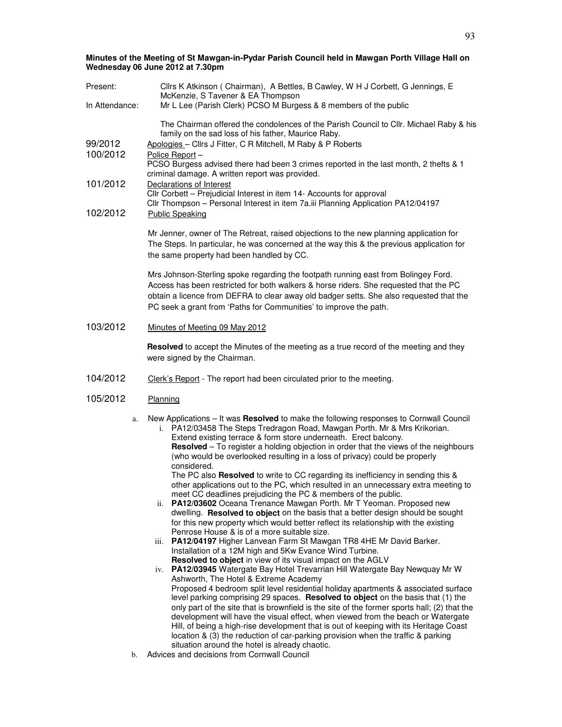**Minutes of the Meeting of St Mawgan-in-Pydar Parish Council held in Mawgan Porth Village Hall on Wednesday 06 June 2012 at 7.30pm**

Present: Cllrs K Atkinson ( Chairman), A Bettles, B Cawley, W H J Corbett, G Jennings, E McKenzie, S Tavener & EA Thompson

In Attendance: Mr L Lee (Parish Clerk) PCSO M Burgess & 8 members of the public

The Chairman offered the condolences of the Parish Council to Cllr. Michael Raby & his family on the sad loss of his father, Maurice Raby.

99/2012 Apologies – Cllrs J Fitter, C R Mitchell, M Raby & P Roberts

100/2012 Police Report –
PCSO Burgess advised there had been 3 crimes reported in the last month, 2 thefts & 1 criminal damage. A written report was provided.

101/2012 Declarations of Interest
Cllr Corbett – Prejudicial Interest in item 14- Accounts for approval
Cllr Thompson – Personal Interest in item 7a.iii Planning Application PA12/04197

102/2012 Public Speaking

Mr Jenner, owner of The Retreat, raised objections to the new planning application for The Steps. In particular, he was concerned at the way this & the previous application for the same property had been handled by CC.

Mrs Johnson-Sterling spoke regarding the footpath running east from Bolingey Ford. Access has been restricted for both walkers & horse riders. She requested that the PC obtain a licence from DEFRA to clear away old badger setts. She also requested that the PC seek a grant from 'Paths for Communities' to improve the path.

103/2012 Minutes of Meeting 09 May 2012

**Resolved** to accept the Minutes of the meeting as a true record of the meeting and they were signed by the Chairman.

104/2012 Clerk's Report - The report had been circulated prior to the meeting.

105/2012 Planning

a. New Applications – It was **Resolved** to make the following responses to Cornwall Council
   i. PA12/03458 The Steps Tredragon Road, Mawgan Porth. Mr & Mrs Krikorian. Extend existing terrace & form store underneath. Erect balcony.
   **Resolved** – To register a holding objection in order that the views of the neighbours (who would be overlooked resulting in a loss of privacy) could be properly considered.
   The PC also **Resolved** to write to CC regarding its inefficiency in sending this & other applications out to the PC, which resulted in an unnecessary extra meeting to meet CC deadlines prejudicing the PC & members of the public.
   ii. **PA12/03602** Oceana Trenance Mawgan Porth. Mr T Yeoman. Proposed new dwelling. **Resolved to object** on the basis that a better design should be sought for this new property which would better reflect its relationship with the existing Penrose House & is of a more suitable size.
   iii. **PA12/04197** Higher Lanvean Farm St Mawgan TR8 4HE Mr David Barker. Installation of a 12M high and 5Kw Evance Wind Turbine.
   **Resolved to object** in view of its visual impact on the AGLV
   iv. **PA12/03945** Watergate Bay Hotel Trevarrian Hill Watergate Bay Newquay Mr W Ashworth, The Hotel & Extreme Academy
   Proposed 4 bedroom split level residential holiday apartments & associated surface level parking comprising 29 spaces. **Resolved to object** on the basis that (1) the only part of the site that is brownfield is the site of the former sports hall; (2) that the development will have the visual effect, when viewed from the beach or Watergate Hill, of being a high-rise development that is out of keeping with its Heritage Coast location & (3) the reduction of car-parking provision when the traffic & parking situation around the hotel is already chaotic.

b. Advices and decisions from Cornwall Council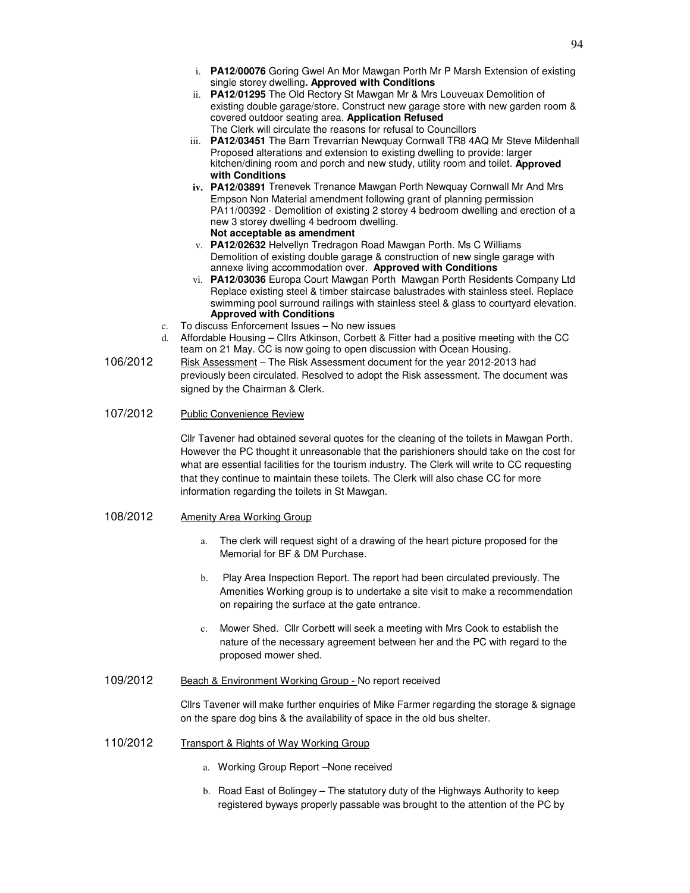i. **PA12/00076** Goring Gwel An Mor Mawgan Porth Mr P Marsh Extension of existing single storey dwelling**. Approved with Conditions**

ii. **PA12/01295** The Old Rectory St Mawgan Mr & Mrs Louveuax Demolition of existing double garage/store. Construct new garage store with new garden room & covered outdoor seating area. **Application Refused**
The Clerk will circulate the reasons for refusal to Councillors

iii. **PA12/03451** The Barn Trevarrian Newquay Cornwall TR8 4AQ Mr Steve Mildenhall Proposed alterations and extension to existing dwelling to provide: larger kitchen/dining room and porch and new study, utility room and toilet. **Approved with Conditions**

iv. **PA12/03891** Trenevek Trenance Mawgan Porth Newquay Cornwall Mr And Mrs Empson Non Material amendment following grant of planning permission PA11/00392 - Demolition of existing 2 storey 4 bedroom dwelling and erection of a new 3 storey dwelling 4 bedroom dwelling.
**Not acceptable as amendment**

v. **PA12/02632** Helvellyn Tredragon Road Mawgan Porth. Ms C Williams Demolition of existing double garage & construction of new single garage with annexe living accommodation over. **Approved with Conditions**

vi. **PA12/03036** Europa Court Mawgan Porth Mawgan Porth Residents Company Ltd Replace existing steel & timber staircase balustrades with stainless steel. Replace swimming pool surround railings with stainless steel & glass to courtyard elevation. **Approved with Conditions**

c. To discuss Enforcement Issues – No new issues

d. Affordable Housing – Cllrs Atkinson, Corbett & Fitter had a positive meeting with the CC team on 21 May. CC is now going to open discussion with Ocean Housing.

106/2012 Risk Assessment – The Risk Assessment document for the year 2012-2013 had previously been circulated. Resolved to adopt the Risk assessment. The document was signed by the Chairman & Clerk.

107/2012 Public Convenience Review

Cllr Tavener had obtained several quotes for the cleaning of the toilets in Mawgan Porth. However the PC thought it unreasonable that the parishioners should take on the cost for what are essential facilities for the tourism industry. The Clerk will write to CC requesting that they continue to maintain these toilets. The Clerk will also chase CC for more information regarding the toilets in St Mawgan.

108/2012 Amenity Area Working Group

a. The clerk will request sight of a drawing of the heart picture proposed for the Memorial for BF & DM Purchase.

b. Play Area Inspection Report. The report had been circulated previously. The Amenities Working group is to undertake a site visit to make a recommendation on repairing the surface at the gate entrance.

c. Mower Shed. Cllr Corbett will seek a meeting with Mrs Cook to establish the nature of the necessary agreement between her and the PC with regard to the proposed mower shed.

109/2012 Beach & Environment Working Group - No report received

Cllrs Tavener will make further enquiries of Mike Farmer regarding the storage & signage on the spare dog bins & the availability of space in the old bus shelter.

110/2012 Transport & Rights of Way Working Group

a. Working Group Report –None received

b. Road East of Bolingey – The statutory duty of the Highways Authority to keep registered byways properly passable was brought to the attention of the PC by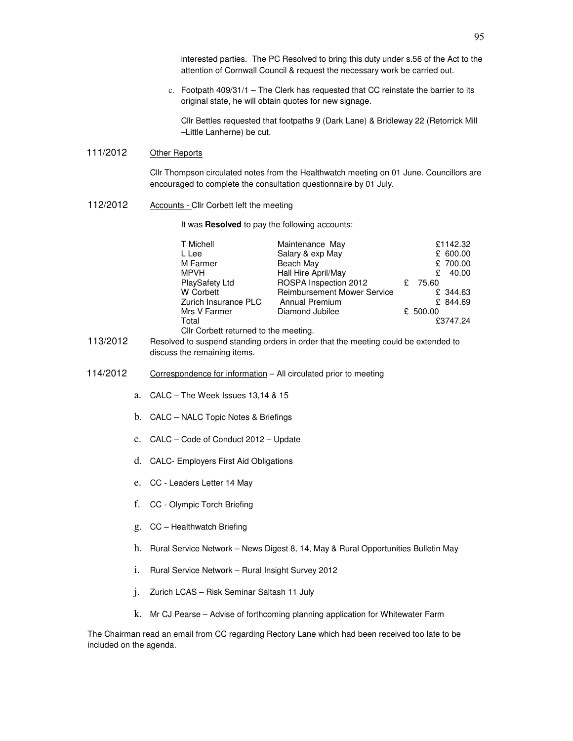interested parties. The PC Resolved to bring this duty under s.56 of the Act to the attention of Cornwall Council & request the necessary work be carried out.

c. Footpath 409/31/1 – The Clerk has requested that CC reinstate the barrier to its original state, he will obtain quotes for new signage.

Cllr Bettles requested that footpaths 9 (Dark Lane) & Bridleway 22 (Retorrick Mill –Little Lanherne) be cut.

**111/2012** Other Reports

Cllr Thompson circulated notes from the Healthwatch meeting on 01 June. Councillors are encouraged to complete the consultation questionnaire by 01 July.

**112/2012** Accounts - Cllr Corbett left the meeting

It was **Resolved** to pay the following accounts:

| | | |
|---|---|---|
| T Michell | Maintenance May | £1142.32 |
| L Lee | Salary & exp May | £ 600.00 |
| M Farmer | Beach May | £ 700.00 |
| MPVH | Hall Hire April/May | £ 40.00 |
| PlaySafety Ltd | ROSPA Inspection 2012 | £ 75.60 |
| W Corbett | Reimbursement Mower Service | £ 344.63 |
| Zurich Insurance PLC | Annual Premium | £ 844.69 |
| Mrs V Farmer | Diamond Jubilee | £ 500.00 |
| Total | | £3747.24 |

Cllr Corbett returned to the meeting.

**113/2012** Resolved to suspend standing orders in order that the meeting could be extended to discuss the remaining items.

**114/2012** Correspondence for information – All circulated prior to meeting

a. CALC – The Week Issues 13,14 & 15
b. CALC – NALC Topic Notes & Briefings
c. CALC – Code of Conduct 2012 – Update
d. CALC- Employers First Aid Obligations
e. CC - Leaders Letter 14 May
f. CC - Olympic Torch Briefing
g. CC – Healthwatch Briefing
h. Rural Service Network – News Digest 8, 14, May & Rural Opportunities Bulletin May
i. Rural Service Network – Rural Insight Survey 2012
j. Zurich LCAS – Risk Seminar Saltash 11 July
k. Mr CJ Pearse – Advise of forthcoming planning application for Whitewater Farm

The Chairman read an email from CC regarding Rectory Lane which had been received too late to be included on the agenda.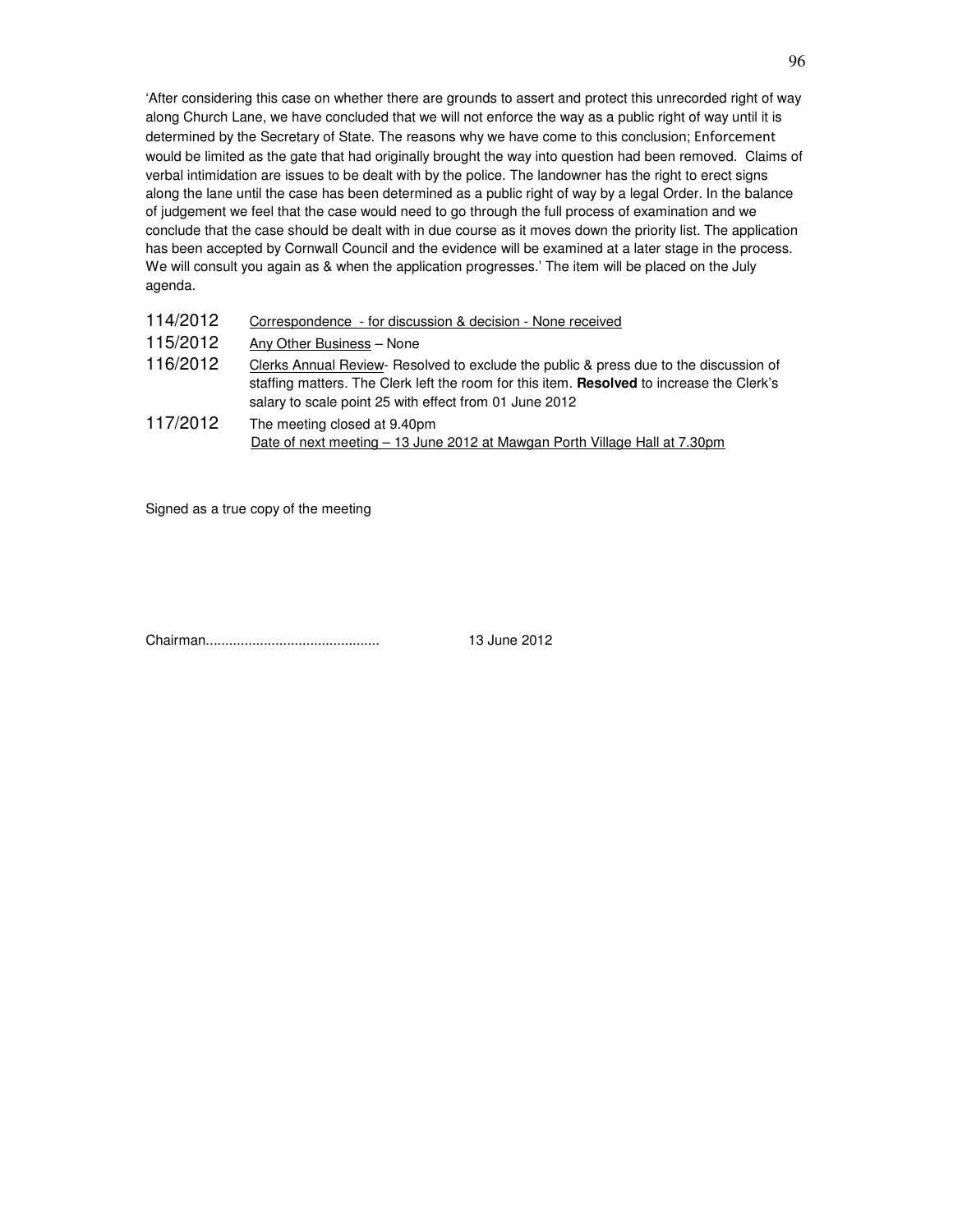'After considering this case on whether there are grounds to assert and protect this unrecorded right of way along Church Lane, we have concluded that we will not enforce the way as a public right of way until it is determined by the Secretary of State. The reasons why we have come to this conclusion; Enforcement would be limited as the gate that had originally brought the way into question had been removed. Claims of verbal intimidation are issues to be dealt with by the police. The landowner has the right to erect signs along the lane until the case has been determined as a public right of way by a legal Order. In the balance of judgement we feel that the case would need to go through the full process of examination and we conclude that the case should be dealt with in due course as it moves down the priority list. The application has been accepted by Cornwall Council and the evidence will be examined at a later stage in the process. We will consult you again as & when the application progresses.' The item will be placed on the July agenda.

| | |
|---|---|
| 114/2012 | Correspondence - for discussion & decision - None received |
| 115/2012 | Any Other Business – None |
| 116/2012 | Clerks Annual Review- Resolved to exclude the public & press due to the discussion of staffing matters. The Clerk left the room for this item. **Resolved** to increase the Clerk's salary to scale point 25 with effect from 01 June 2012 |
| 117/2012 | The meeting closed at 9.40pm<br>Date of next meeting – 13 June 2012 at Mawgan Porth Village Hall at 7.30pm |

Signed as a true copy of the meeting

Chairman............................................ 13 June 2012